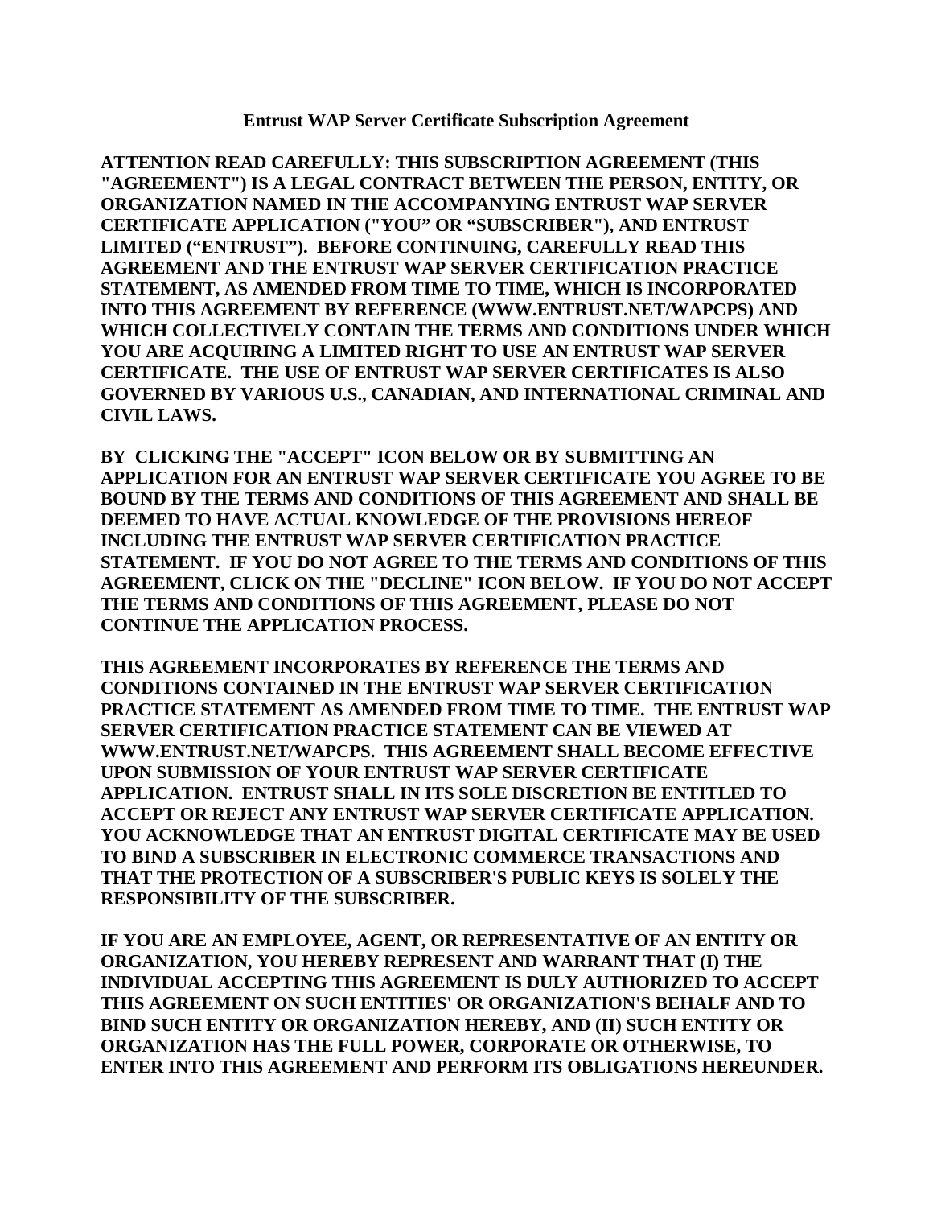# Entrust WAP Server Certificate Subscription Agreement

**ATTENTION READ CAREFULLY: THIS SUBSCRIPTION AGREEMENT (THIS "AGREEMENT") IS A LEGAL CONTRACT BETWEEN THE PERSON, ENTITY, OR ORGANIZATION NAMED IN THE ACCOMPANYING ENTRUST WAP SERVER CERTIFICATE APPLICATION ("YOU" OR "SUBSCRIBER"), AND ENTRUST LIMITED ("ENTRUST"). BEFORE CONTINUING, CAREFULLY READ THIS AGREEMENT AND THE ENTRUST WAP SERVER CERTIFICATION PRACTICE STATEMENT, AS AMENDED FROM TIME TO TIME, WHICH IS INCORPORATED INTO THIS AGREEMENT BY REFERENCE (WWW.ENTRUST.NET/WAPCPS) AND WHICH COLLECTIVELY CONTAIN THE TERMS AND CONDITIONS UNDER WHICH YOU ARE ACQUIRING A LIMITED RIGHT TO USE AN ENTRUST WAP SERVER CERTIFICATE. THE USE OF ENTRUST WAP SERVER CERTIFICATES IS ALSO GOVERNED BY VARIOUS U.S., CANADIAN, AND INTERNATIONAL CRIMINAL AND CIVIL LAWS.**

**BY CLICKING THE "ACCEPT" ICON BELOW OR BY SUBMITTING AN APPLICATION FOR AN ENTRUST WAP SERVER CERTIFICATE YOU AGREE TO BE BOUND BY THE TERMS AND CONDITIONS OF THIS AGREEMENT AND SHALL BE DEEMED TO HAVE ACTUAL KNOWLEDGE OF THE PROVISIONS HEREOF INCLUDING THE ENTRUST WAP SERVER CERTIFICATION PRACTICE STATEMENT. IF YOU DO NOT AGREE TO THE TERMS AND CONDITIONS OF THIS AGREEMENT, CLICK ON THE "DECLINE" ICON BELOW. IF YOU DO NOT ACCEPT THE TERMS AND CONDITIONS OF THIS AGREEMENT, PLEASE DO NOT CONTINUE THE APPLICATION PROCESS.**

**THIS AGREEMENT INCORPORATES BY REFERENCE THE TERMS AND CONDITIONS CONTAINED IN THE ENTRUST WAP SERVER CERTIFICATION PRACTICE STATEMENT AS AMENDED FROM TIME TO TIME. THE ENTRUST WAP SERVER CERTIFICATION PRACTICE STATEMENT CAN BE VIEWED AT WWW.ENTRUST.NET/WAPCPS. THIS AGREEMENT SHALL BECOME EFFECTIVE UPON SUBMISSION OF YOUR ENTRUST WAP SERVER CERTIFICATE APPLICATION. ENTRUST SHALL IN ITS SOLE DISCRETION BE ENTITLED TO ACCEPT OR REJECT ANY ENTRUST WAP SERVER CERTIFICATE APPLICATION. YOU ACKNOWLEDGE THAT AN ENTRUST DIGITAL CERTIFICATE MAY BE USED TO BIND A SUBSCRIBER IN ELECTRONIC COMMERCE TRANSACTIONS AND THAT THE PROTECTION OF A SUBSCRIBER'S PUBLIC KEYS IS SOLELY THE RESPONSIBILITY OF THE SUBSCRIBER.**

**IF YOU ARE AN EMPLOYEE, AGENT, OR REPRESENTATIVE OF AN ENTITY OR ORGANIZATION, YOU HEREBY REPRESENT AND WARRANT THAT (I) THE INDIVIDUAL ACCEPTING THIS AGREEMENT IS DULY AUTHORIZED TO ACCEPT THIS AGREEMENT ON SUCH ENTITIES' OR ORGANIZATION'S BEHALF AND TO BIND SUCH ENTITY OR ORGANIZATION HEREBY, AND (II) SUCH ENTITY OR ORGANIZATION HAS THE FULL POWER, CORPORATE OR OTHERWISE, TO ENTER INTO THIS AGREEMENT AND PERFORM ITS OBLIGATIONS HEREUNDER.**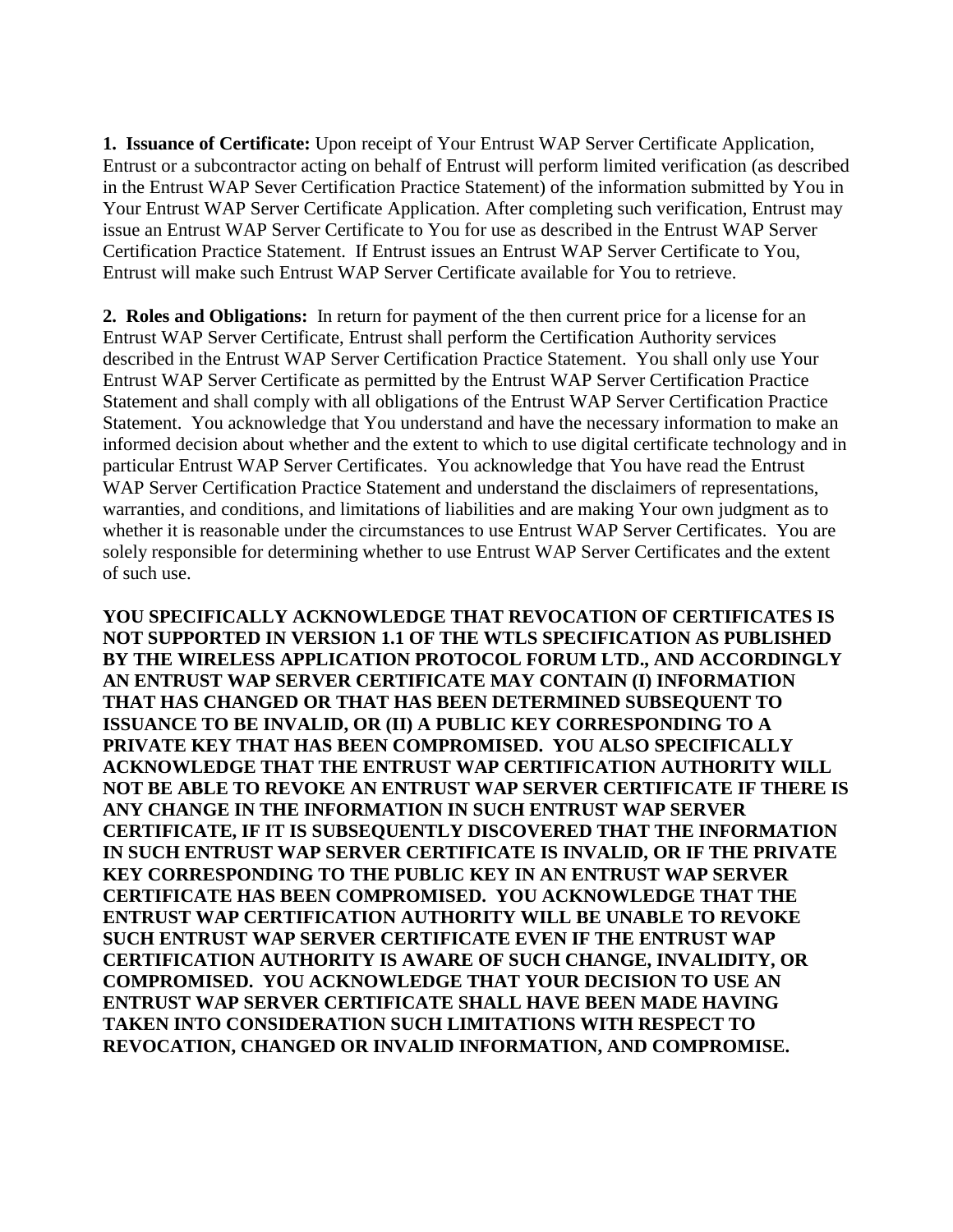**1. Issuance of Certificate:** Upon receipt of Your Entrust WAP Server Certificate Application, Entrust or a subcontractor acting on behalf of Entrust will perform limited verification (as described in the Entrust WAP Sever Certification Practice Statement) of the information submitted by You in Your Entrust WAP Server Certificate Application. After completing such verification, Entrust may issue an Entrust WAP Server Certificate to You for use as described in the Entrust WAP Server Certification Practice Statement. If Entrust issues an Entrust WAP Server Certificate to You, Entrust will make such Entrust WAP Server Certificate available for You to retrieve.

**2. Roles and Obligations:** In return for payment of the then current price for a license for an Entrust WAP Server Certificate, Entrust shall perform the Certification Authority services described in the Entrust WAP Server Certification Practice Statement. You shall only use Your Entrust WAP Server Certificate as permitted by the Entrust WAP Server Certification Practice Statement and shall comply with all obligations of the Entrust WAP Server Certification Practice Statement. You acknowledge that You understand and have the necessary information to make an informed decision about whether and the extent to which to use digital certificate technology and in particular Entrust WAP Server Certificates. You acknowledge that You have read the Entrust WAP Server Certification Practice Statement and understand the disclaimers of representations, warranties, and conditions, and limitations of liabilities and are making Your own judgment as to whether it is reasonable under the circumstances to use Entrust WAP Server Certificates. You are solely responsible for determining whether to use Entrust WAP Server Certificates and the extent of such use.

**YOU SPECIFICALLY ACKNOWLEDGE THAT REVOCATION OF CERTIFICATES IS NOT SUPPORTED IN VERSION 1.1 OF THE WTLS SPECIFICATION AS PUBLISHED BY THE WIRELESS APPLICATION PROTOCOL FORUM LTD., AND ACCORDINGLY AN ENTRUST WAP SERVER CERTIFICATE MAY CONTAIN (I) INFORMATION THAT HAS CHANGED OR THAT HAS BEEN DETERMINED SUBSEQUENT TO ISSUANCE TO BE INVALID, OR (II) A PUBLIC KEY CORRESPONDING TO A PRIVATE KEY THAT HAS BEEN COMPROMISED. YOU ALSO SPECIFICALLY ACKNOWLEDGE THAT THE ENTRUST WAP CERTIFICATION AUTHORITY WILL NOT BE ABLE TO REVOKE AN ENTRUST WAP SERVER CERTIFICATE IF THERE IS ANY CHANGE IN THE INFORMATION IN SUCH ENTRUST WAP SERVER CERTIFICATE, IF IT IS SUBSEQUENTLY DISCOVERED THAT THE INFORMATION IN SUCH ENTRUST WAP SERVER CERTIFICATE IS INVALID, OR IF THE PRIVATE KEY CORRESPONDING TO THE PUBLIC KEY IN AN ENTRUST WAP SERVER CERTIFICATE HAS BEEN COMPROMISED. YOU ACKNOWLEDGE THAT THE ENTRUST WAP CERTIFICATION AUTHORITY WILL BE UNABLE TO REVOKE SUCH ENTRUST WAP SERVER CERTIFICATE EVEN IF THE ENTRUST WAP CERTIFICATION AUTHORITY IS AWARE OF SUCH CHANGE, INVALIDITY, OR COMPROMISED. YOU ACKNOWLEDGE THAT YOUR DECISION TO USE AN ENTRUST WAP SERVER CERTIFICATE SHALL HAVE BEEN MADE HAVING TAKEN INTO CONSIDERATION SUCH LIMITATIONS WITH RESPECT TO REVOCATION, CHANGED OR INVALID INFORMATION, AND COMPROMISE.**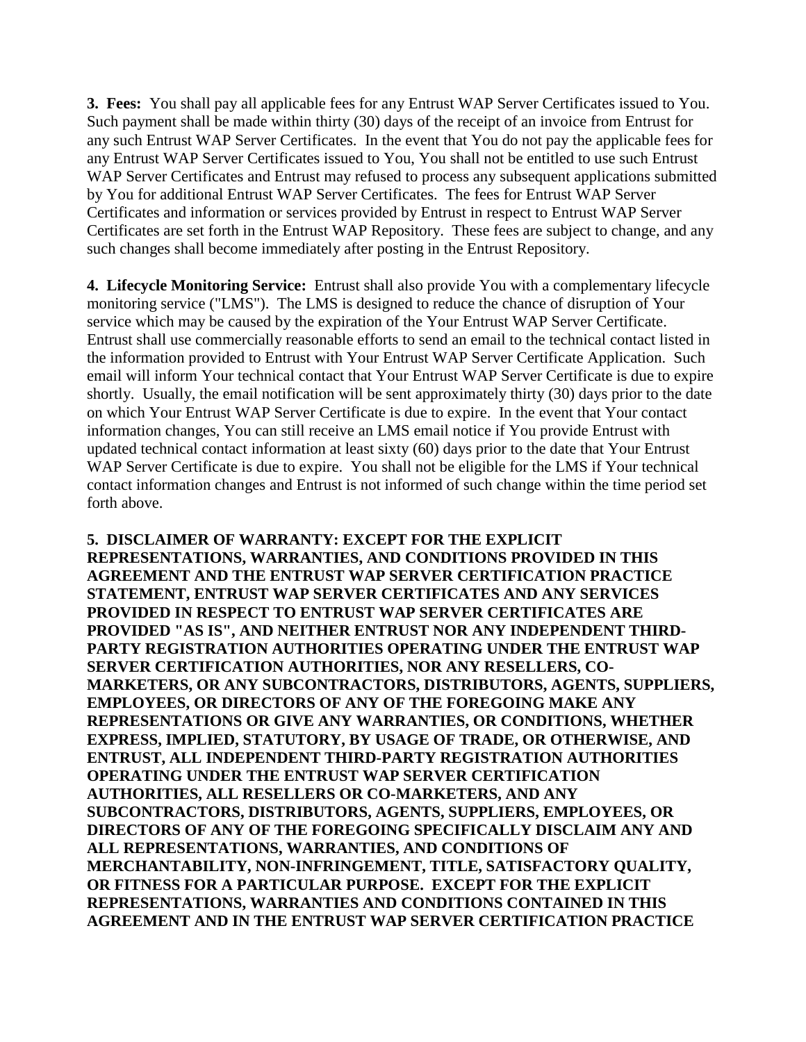**3. Fees:** You shall pay all applicable fees for any Entrust WAP Server Certificates issued to You. Such payment shall be made within thirty (30) days of the receipt of an invoice from Entrust for any such Entrust WAP Server Certificates. In the event that You do not pay the applicable fees for any Entrust WAP Server Certificates issued to You, You shall not be entitled to use such Entrust WAP Server Certificates and Entrust may refused to process any subsequent applications submitted by You for additional Entrust WAP Server Certificates. The fees for Entrust WAP Server Certificates and information or services provided by Entrust in respect to Entrust WAP Server Certificates are set forth in the Entrust WAP Repository. These fees are subject to change, and any such changes shall become immediately after posting in the Entrust Repository.

**4. Lifecycle Monitoring Service:** Entrust shall also provide You with a complementary lifecycle monitoring service ("LMS"). The LMS is designed to reduce the chance of disruption of Your service which may be caused by the expiration of the Your Entrust WAP Server Certificate. Entrust shall use commercially reasonable efforts to send an email to the technical contact listed in the information provided to Entrust with Your Entrust WAP Server Certificate Application. Such email will inform Your technical contact that Your Entrust WAP Server Certificate is due to expire shortly. Usually, the email notification will be sent approximately thirty (30) days prior to the date on which Your Entrust WAP Server Certificate is due to expire. In the event that Your contact information changes, You can still receive an LMS email notice if You provide Entrust with updated technical contact information at least sixty (60) days prior to the date that Your Entrust WAP Server Certificate is due to expire. You shall not be eligible for the LMS if Your technical contact information changes and Entrust is not informed of such change within the time period set forth above.

**5. DISCLAIMER OF WARRANTY: EXCEPT FOR THE EXPLICIT REPRESENTATIONS, WARRANTIES, AND CONDITIONS PROVIDED IN THIS AGREEMENT AND THE ENTRUST WAP SERVER CERTIFICATION PRACTICE STATEMENT, ENTRUST WAP SERVER CERTIFICATES AND ANY SERVICES PROVIDED IN RESPECT TO ENTRUST WAP SERVER CERTIFICATES ARE PROVIDED "AS IS", AND NEITHER ENTRUST NOR ANY INDEPENDENT THIRD-PARTY REGISTRATION AUTHORITIES OPERATING UNDER THE ENTRUST WAP SERVER CERTIFICATION AUTHORITIES, NOR ANY RESELLERS, CO-MARKETERS, OR ANY SUBCONTRACTORS, DISTRIBUTORS, AGENTS, SUPPLIERS, EMPLOYEES, OR DIRECTORS OF ANY OF THE FOREGOING MAKE ANY REPRESENTATIONS OR GIVE ANY WARRANTIES, OR CONDITIONS, WHETHER EXPRESS, IMPLIED, STATUTORY, BY USAGE OF TRADE, OR OTHERWISE, AND ENTRUST, ALL INDEPENDENT THIRD-PARTY REGISTRATION AUTHORITIES OPERATING UNDER THE ENTRUST WAP SERVER CERTIFICATION AUTHORITIES, ALL RESELLERS OR CO-MARKETERS, AND ANY SUBCONTRACTORS, DISTRIBUTORS, AGENTS, SUPPLIERS, EMPLOYEES, OR DIRECTORS OF ANY OF THE FOREGOING SPECIFICALLY DISCLAIM ANY AND ALL REPRESENTATIONS, WARRANTIES, AND CONDITIONS OF MERCHANTABILITY, NON-INFRINGEMENT, TITLE, SATISFACTORY QUALITY, OR FITNESS FOR A PARTICULAR PURPOSE. EXCEPT FOR THE EXPLICIT REPRESENTATIONS, WARRANTIES AND CONDITIONS CONTAINED IN THIS AGREEMENT AND IN THE ENTRUST WAP SERVER CERTIFICATION PRACTICE**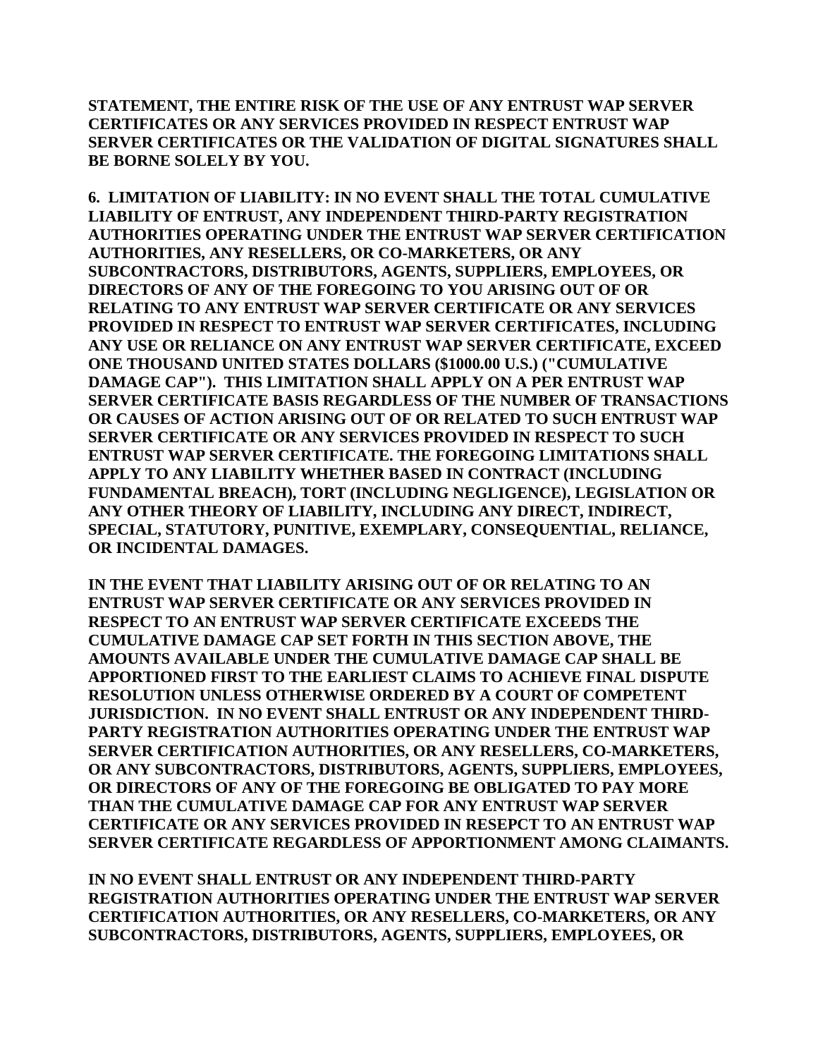**STATEMENT, THE ENTIRE RISK OF THE USE OF ANY ENTRUST WAP SERVER CERTIFICATES OR ANY SERVICES PROVIDED IN RESPECT ENTRUST WAP SERVER CERTIFICATES OR THE VALIDATION OF DIGITAL SIGNATURES SHALL BE BORNE SOLELY BY YOU.**

**6. LIMITATION OF LIABILITY: IN NO EVENT SHALL THE TOTAL CUMULATIVE LIABILITY OF ENTRUST, ANY INDEPENDENT THIRD-PARTY REGISTRATION AUTHORITIES OPERATING UNDER THE ENTRUST WAP SERVER CERTIFICATION AUTHORITIES, ANY RESELLERS, OR CO-MARKETERS, OR ANY SUBCONTRACTORS, DISTRIBUTORS, AGENTS, SUPPLIERS, EMPLOYEES, OR DIRECTORS OF ANY OF THE FOREGOING TO YOU ARISING OUT OF OR RELATING TO ANY ENTRUST WAP SERVER CERTIFICATE OR ANY SERVICES PROVIDED IN RESPECT TO ENTRUST WAP SERVER CERTIFICATES, INCLUDING ANY USE OR RELIANCE ON ANY ENTRUST WAP SERVER CERTIFICATE, EXCEED ONE THOUSAND UNITED STATES DOLLARS ($1000.00 U.S.) ("CUMULATIVE DAMAGE CAP"). THIS LIMITATION SHALL APPLY ON A PER ENTRUST WAP SERVER CERTIFICATE BASIS REGARDLESS OF THE NUMBER OF TRANSACTIONS OR CAUSES OF ACTION ARISING OUT OF OR RELATED TO SUCH ENTRUST WAP SERVER CERTIFICATE OR ANY SERVICES PROVIDED IN RESPECT TO SUCH ENTRUST WAP SERVER CERTIFICATE. THE FOREGOING LIMITATIONS SHALL APPLY TO ANY LIABILITY WHETHER BASED IN CONTRACT (INCLUDING FUNDAMENTAL BREACH), TORT (INCLUDING NEGLIGENCE), LEGISLATION OR ANY OTHER THEORY OF LIABILITY, INCLUDING ANY DIRECT, INDIRECT, SPECIAL, STATUTORY, PUNITIVE, EXEMPLARY, CONSEQUENTIAL, RELIANCE, OR INCIDENTAL DAMAGES.**

**IN THE EVENT THAT LIABILITY ARISING OUT OF OR RELATING TO AN ENTRUST WAP SERVER CERTIFICATE OR ANY SERVICES PROVIDED IN RESPECT TO AN ENTRUST WAP SERVER CERTIFICATE EXCEEDS THE CUMULATIVE DAMAGE CAP SET FORTH IN THIS SECTION ABOVE, THE AMOUNTS AVAILABLE UNDER THE CUMULATIVE DAMAGE CAP SHALL BE APPORTIONED FIRST TO THE EARLIEST CLAIMS TO ACHIEVE FINAL DISPUTE RESOLUTION UNLESS OTHERWISE ORDERED BY A COURT OF COMPETENT JURISDICTION. IN NO EVENT SHALL ENTRUST OR ANY INDEPENDENT THIRD-PARTY REGISTRATION AUTHORITIES OPERATING UNDER THE ENTRUST WAP SERVER CERTIFICATION AUTHORITIES, OR ANY RESELLERS, CO-MARKETERS, OR ANY SUBCONTRACTORS, DISTRIBUTORS, AGENTS, SUPPLIERS, EMPLOYEES, OR DIRECTORS OF ANY OF THE FOREGOING BE OBLIGATED TO PAY MORE THAN THE CUMULATIVE DAMAGE CAP FOR ANY ENTRUST WAP SERVER CERTIFICATE OR ANY SERVICES PROVIDED IN RESEPCT TO AN ENTRUST WAP SERVER CERTIFICATE REGARDLESS OF APPORTIONMENT AMONG CLAIMANTS.**

**IN NO EVENT SHALL ENTRUST OR ANY INDEPENDENT THIRD-PARTY REGISTRATION AUTHORITIES OPERATING UNDER THE ENTRUST WAP SERVER CERTIFICATION AUTHORITIES, OR ANY RESELLERS, CO-MARKETERS, OR ANY SUBCONTRACTORS, DISTRIBUTORS, AGENTS, SUPPLIERS, EMPLOYEES, OR**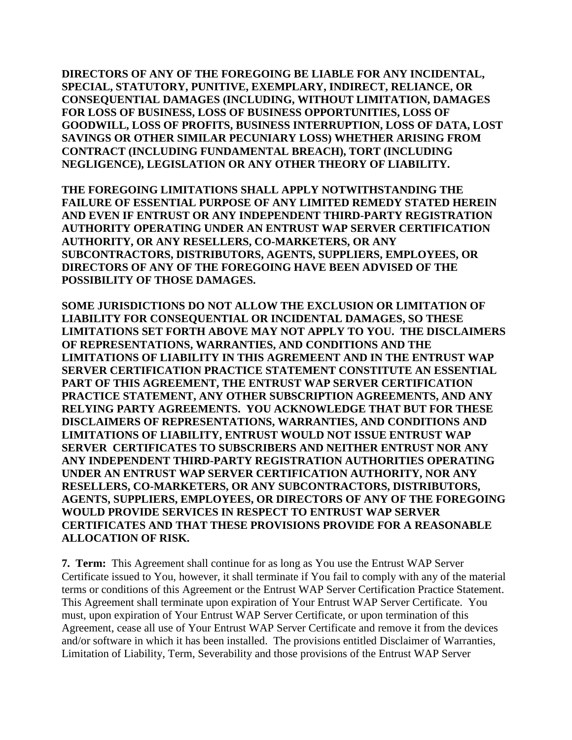**DIRECTORS OF ANY OF THE FOREGOING BE LIABLE FOR ANY INCIDENTAL, SPECIAL, STATUTORY, PUNITIVE, EXEMPLARY, INDIRECT, RELIANCE, OR CONSEQUENTIAL DAMAGES (INCLUDING, WITHOUT LIMITATION, DAMAGES FOR LOSS OF BUSINESS, LOSS OF BUSINESS OPPORTUNITIES, LOSS OF GOODWILL, LOSS OF PROFITS, BUSINESS INTERRUPTION, LOSS OF DATA, LOST SAVINGS OR OTHER SIMILAR PECUNIARY LOSS) WHETHER ARISING FROM CONTRACT (INCLUDING FUNDAMENTAL BREACH), TORT (INCLUDING NEGLIGENCE), LEGISLATION OR ANY OTHER THEORY OF LIABILITY.**

**THE FOREGOING LIMITATIONS SHALL APPLY NOTWITHSTANDING THE FAILURE OF ESSENTIAL PURPOSE OF ANY LIMITED REMEDY STATED HEREIN AND EVEN IF ENTRUST OR ANY INDEPENDENT THIRD-PARTY REGISTRATION AUTHORITY OPERATING UNDER AN ENTRUST WAP SERVER CERTIFICATION AUTHORITY, OR ANY RESELLERS, CO-MARKETERS, OR ANY SUBCONTRACTORS, DISTRIBUTORS, AGENTS, SUPPLIERS, EMPLOYEES, OR DIRECTORS OF ANY OF THE FOREGOING HAVE BEEN ADVISED OF THE POSSIBILITY OF THOSE DAMAGES.**

**SOME JURISDICTIONS DO NOT ALLOW THE EXCLUSION OR LIMITATION OF LIABILITY FOR CONSEQUENTIAL OR INCIDENTAL DAMAGES, SO THESE LIMITATIONS SET FORTH ABOVE MAY NOT APPLY TO YOU. THE DISCLAIMERS OF REPRESENTATIONS, WARRANTIES, AND CONDITIONS AND THE LIMITATIONS OF LIABILITY IN THIS AGREMEENT AND IN THE ENTRUST WAP SERVER CERTIFICATION PRACTICE STATEMENT CONSTITUTE AN ESSENTIAL PART OF THIS AGREEMENT, THE ENTRUST WAP SERVER CERTIFICATION PRACTICE STATEMENT, ANY OTHER SUBSCRIPTION AGREEMENTS, AND ANY RELYING PARTY AGREEMENTS. YOU ACKNOWLEDGE THAT BUT FOR THESE DISCLAIMERS OF REPRESENTATIONS, WARRANTIES, AND CONDITIONS AND LIMITATIONS OF LIABILITY, ENTRUST WOULD NOT ISSUE ENTRUST WAP SERVER CERTIFICATES TO SUBSCRIBERS AND NEITHER ENTRUST NOR ANY ANY INDEPENDENT THIRD-PARTY REGISTRATION AUTHORITIES OPERATING UNDER AN ENTRUST WAP SERVER CERTIFICATION AUTHORITY, NOR ANY RESELLERS, CO-MARKETERS, OR ANY SUBCONTRACTORS, DISTRIBUTORS, AGENTS, SUPPLIERS, EMPLOYEES, OR DIRECTORS OF ANY OF THE FOREGOING WOULD PROVIDE SERVICES IN RESPECT TO ENTRUST WAP SERVER CERTIFICATES AND THAT THESE PROVISIONS PROVIDE FOR A REASONABLE ALLOCATION OF RISK.**

**7. Term:** This Agreement shall continue for as long as You use the Entrust WAP Server Certificate issued to You, however, it shall terminate if You fail to comply with any of the material terms or conditions of this Agreement or the Entrust WAP Server Certification Practice Statement. This Agreement shall terminate upon expiration of Your Entrust WAP Server Certificate. You must, upon expiration of Your Entrust WAP Server Certificate, or upon termination of this Agreement, cease all use of Your Entrust WAP Server Certificate and remove it from the devices and/or software in which it has been installed. The provisions entitled Disclaimer of Warranties, Limitation of Liability, Term, Severability and those provisions of the Entrust WAP Server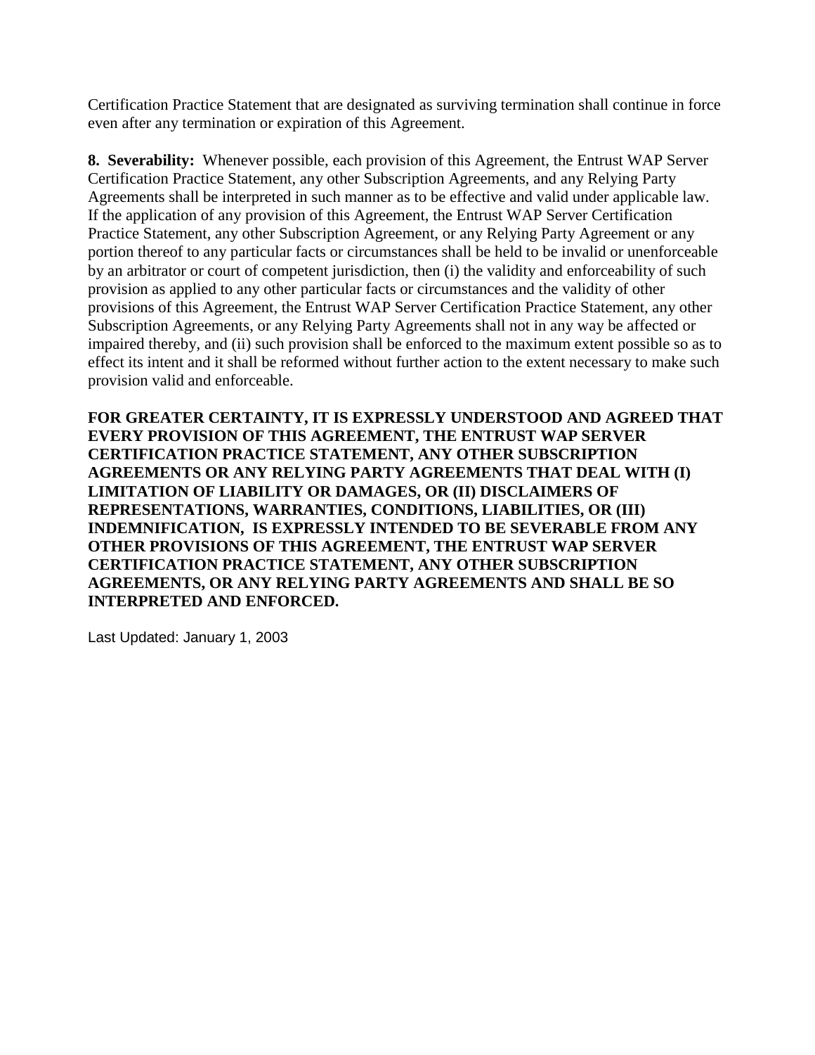Certification Practice Statement that are designated as surviving termination shall continue in force even after any termination or expiration of this Agreement.

**8. Severability:** Whenever possible, each provision of this Agreement, the Entrust WAP Server Certification Practice Statement, any other Subscription Agreements, and any Relying Party Agreements shall be interpreted in such manner as to be effective and valid under applicable law. If the application of any provision of this Agreement, the Entrust WAP Server Certification Practice Statement, any other Subscription Agreement, or any Relying Party Agreement or any portion thereof to any particular facts or circumstances shall be held to be invalid or unenforceable by an arbitrator or court of competent jurisdiction, then (i) the validity and enforceability of such provision as applied to any other particular facts or circumstances and the validity of other provisions of this Agreement, the Entrust WAP Server Certification Practice Statement, any other Subscription Agreements, or any Relying Party Agreements shall not in any way be affected or impaired thereby, and (ii) such provision shall be enforced to the maximum extent possible so as to effect its intent and it shall be reformed without further action to the extent necessary to make such provision valid and enforceable.

**FOR GREATER CERTAINTY, IT IS EXPRESSLY UNDERSTOOD AND AGREED THAT EVERY PROVISION OF THIS AGREEMENT, THE ENTRUST WAP SERVER CERTIFICATION PRACTICE STATEMENT, ANY OTHER SUBSCRIPTION AGREEMENTS OR ANY RELYING PARTY AGREEMENTS THAT DEAL WITH (I) LIMITATION OF LIABILITY OR DAMAGES, OR (II) DISCLAIMERS OF REPRESENTATIONS, WARRANTIES, CONDITIONS, LIABILITIES, OR (III) INDEMNIFICATION, IS EXPRESSLY INTENDED TO BE SEVERABLE FROM ANY OTHER PROVISIONS OF THIS AGREEMENT, THE ENTRUST WAP SERVER CERTIFICATION PRACTICE STATEMENT, ANY OTHER SUBSCRIPTION AGREEMENTS, OR ANY RELYING PARTY AGREEMENTS AND SHALL BE SO INTERPRETED AND ENFORCED.**

Last Updated: January 1, 2003